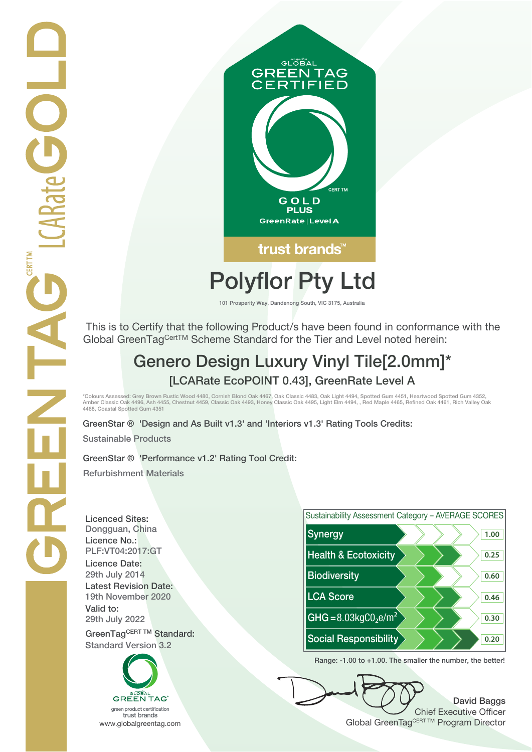GREENTAG[CERT TM] LCARate GOLD

ecospecifier GLOBAL GREEN TAG CERTIFIED

CERT TM

GOLD PLUS

GreenRate | Level A

trust brands™

# Polyflor Pty Ltd

101 Prosperity Way, Dandenong South, VIC 3175, Australia

This is to Certify that the following Product/s have been found in conformance with the Global GreenTag[CertTM] Scheme Standard for the Tier and Level noted herein:

## Genero Design Luxury Vinyl Tile[2.0mm]*

### [LCARate EcoPOINT 0.43], GreenRate Level A

*Colours Assessed: Grey Brown Rustic Wood 4480, Cornish Blond Oak 4467, Oak Classic 4483, Oak Light 4494, Spotted Gum 4451, Heartwood Spotted Gum 4352, Amber Classic Oak 4496, Ash 4455, Chestnut 4459, Classic Oak 4493, Honey Classic Oak 4495, Light Elm 4494, , Red Maple 4465, Refined Oak 4461, Rich Valley Oak 4468, Coastal Spotted Gum 4351

GreenStar ® 'Design and As Built v1.3' and 'Interiors v1.3' Rating Tools Credits:

Sustainable Products

GreenStar ® 'Performance v1.2' Rating Tool Credit:

Refurbishment Materials

**Licenced Sites:**
Dongguan, China

**Licence No.:**
PLF:VT04:2017:GT

**Licence Date:**
29th July 2014

**Latest Revision Date:**
19th November 2020

**Valid to:**
29th July 2022

**GreenTag[CERT TM] Standard:**
Standard Version 3.2

| Sustainability Assessment Category – AVERAGE SCORES | |
|---|---|
| Synergy | 1.00 |
| Health & Ecotoxicity | 0.25 |
| Biodiversity | 0.60 |
| LCA Score | 0.46 |
| GHG = 8.03kg$CO_2$e/$m^2$ | 0.30 |
| Social Responsibility | 0.20 |

Range: -1.00 to +1.00. The smaller the number, the better!

ecospecifier GLOBAL GREEN TAG®
green product certification
trust brands
www.globalgreentag.com

David Baggs
Chief Executive Officer
Global GreenTag[CERT TM] Program Director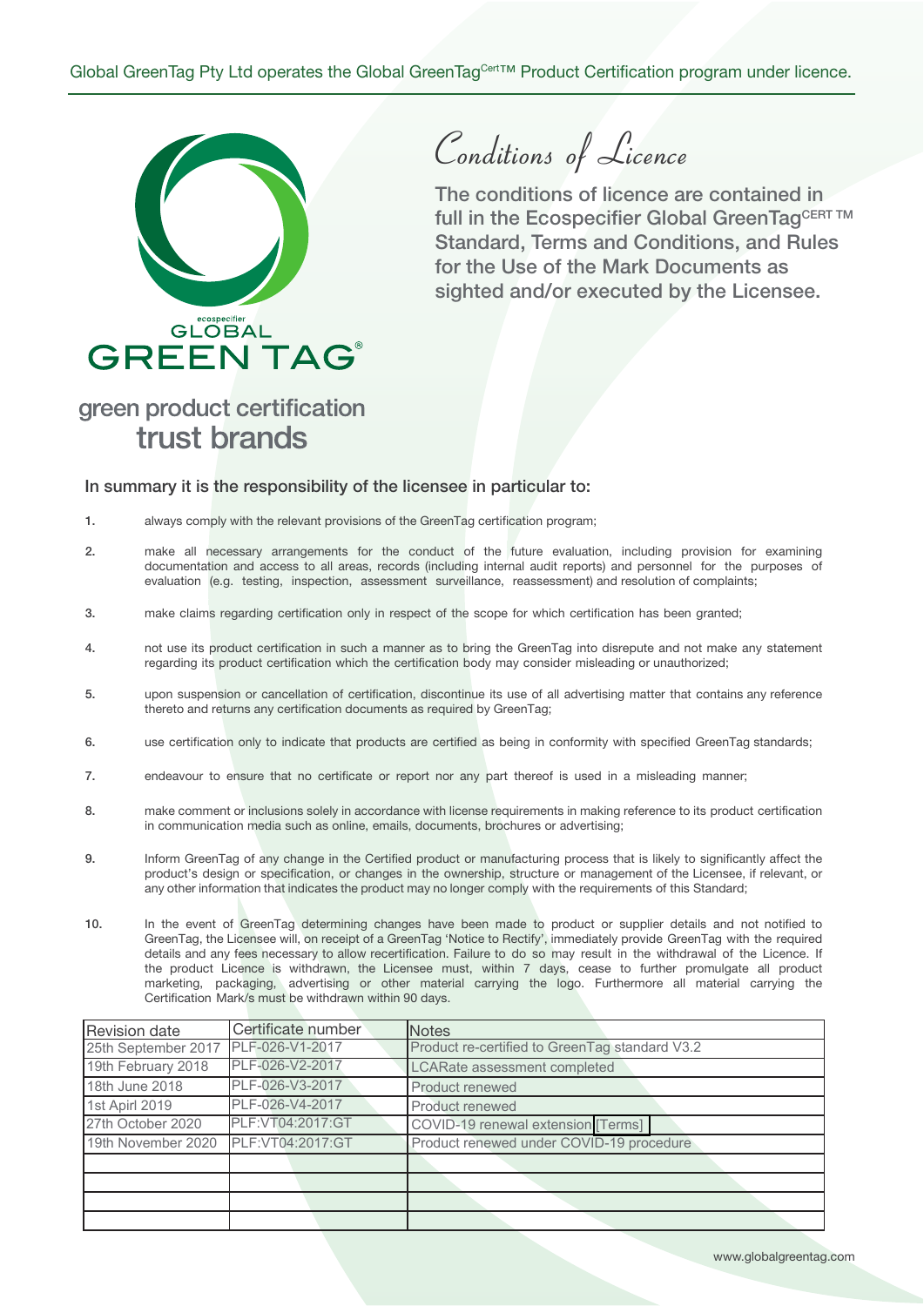Global GreenTag Pty Ltd operates the Global GreenTag[Cert]™ Product Certification program under licence.

ecospecifier GLOBAL GREEN TAG®

green product certification
trust brands

# Conditions of Licence

**The conditions of licence are contained in full in the Ecospecifier Global GreenTag[CERT TM] Standard, Terms and Conditions, and Rules for the Use of the Mark Documents as sighted and/or executed by the Licensee.**

## In summary it is the responsibility of the licensee in particular to:

1. always comply with the relevant provisions of the GreenTag certification program;
2. make all necessary arrangements for the conduct of the future evaluation, including provision for examining documentation and access to all areas, records (including internal audit reports) and personnel for the purposes of evaluation (e.g. testing, inspection, assessment surveillance, reassessment) and resolution of complaints;
3. make claims regarding certification only in respect of the scope for which certification has been granted;
4. not use its product certification in such a manner as to bring the GreenTag into disrepute and not make any statement regarding its product certification which the certification body may consider misleading or unauthorized;
5. upon suspension or cancellation of certification, discontinue its use of all advertising matter that contains any reference thereto and returns any certification documents as required by GreenTag;
6. use certification only to indicate that products are certified as being in conformity with specified GreenTag standards;
7. endeavour to ensure that no certificate or report nor any part thereof is used in a misleading manner;
8. make comment or inclusions solely in accordance with license requirements in making reference to its product certification in communication media such as online, emails, documents, brochures or advertising;
9. Inform GreenTag of any change in the Certified product or manufacturing process that is likely to significantly affect the product's design or specification, or changes in the ownership, structure or management of the Licensee, if relevant, or any other information that indicates the product may no longer comply with the requirements of this Standard;
10. In the event of GreenTag determining changes have been made to product or supplier details and not notified to GreenTag, the Licensee will, on receipt of a GreenTag 'Notice to Rectify', immediately provide GreenTag with the required details and any fees necessary to allow recertification. Failure to do so may result in the withdrawal of the Licence. If the product Licence is withdrawn, the Licensee must, within 7 days, cease to further promulgate all product marketing, packaging, advertising or other material carrying the logo. Furthermore all material carrying the Certification Mark/s must be withdrawn within 90 days.

| Revision date | Certificate number | Notes |
|---|---|---|
| 25th September 2017 | PLF-026-V1-2017 | Product re-certified to GreenTag standard V3.2 |
| 19th February 2018 | PLF-026-V2-2017 | LCARate assessment completed |
| 18th June 2018 | PLF-026-V3-2017 | Product renewed |
| 1st Apirl 2019 | PLF-026-V4-2017 | Product renewed |
| 27th October 2020 | PLF:VT04:2017:GT | COVID-19 renewal extension [Terms] |
| 19th November 2020 | PLF:VT04:2017:GT | Product renewed under COVID-19 procedure |
| | | |
| | | |
| | | |
| | | |

www.globalgreentag.com